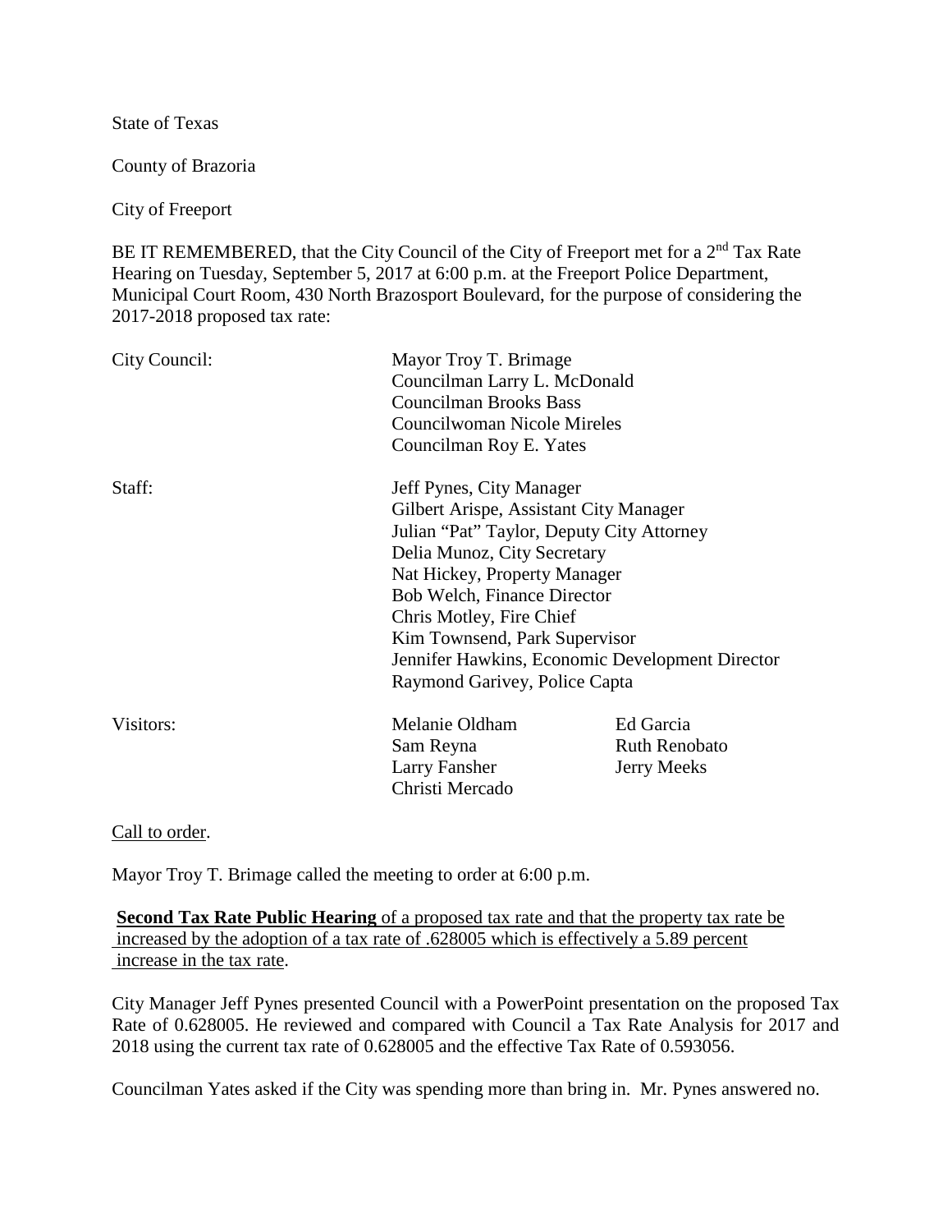State of Texas

County of Brazoria

City of Freeport

BE IT REMEMBERED, that the City Council of the City of Freeport met for a 2nd Tax Rate Hearing on Tuesday, September 5, 2017 at 6:00 p.m. at the Freeport Police Department, Municipal Court Room, 430 North Brazosport Boulevard, for the purpose of considering the 2017-2018 proposed tax rate:

| | | |
|---|---|---|
| City Council: | Mayor Troy T. Brimage | |
| | Councilman Larry L. McDonald | |
| | Councilman Brooks Bass | |
| | Councilwoman Nicole Mireles | |
| | Councilman Roy E. Yates | |
| Staff: | Jeff Pynes, City Manager | |
| | Gilbert Arispe, Assistant City Manager | |
| | Julian "Pat" Taylor, Deputy City Attorney | |
| | Delia Munoz, City Secretary | |
| | Nat Hickey, Property Manager | |
| | Bob Welch, Finance Director | |
| | Chris Motley, Fire Chief | |
| | Kim Townsend, Park Supervisor | |
| | Jennifer Hawkins, Economic Development Director | |
| | Raymond Garivey, Police Capta | |
| Visitors: | Melanie Oldham | Ed Garcia |
| | Sam Reyna | Ruth Renobato |
| | Larry Fansher | Jerry Meeks |
| | Christi Mercado | |

Call to order.

Mayor Troy T. Brimage called the meeting to order at 6:00 p.m.

**Second Tax Rate Public Hearing** of a proposed tax rate and that the property tax rate be increased by the adoption of a tax rate of .628005 which is effectively a 5.89 percent increase in the tax rate.

City Manager Jeff Pynes presented Council with a PowerPoint presentation on the proposed Tax Rate of 0.628005. He reviewed and compared with Council a Tax Rate Analysis for 2017 and 2018 using the current tax rate of 0.628005 and the effective Tax Rate of 0.593056.

Councilman Yates asked if the City was spending more than bring in. Mr. Pynes answered no.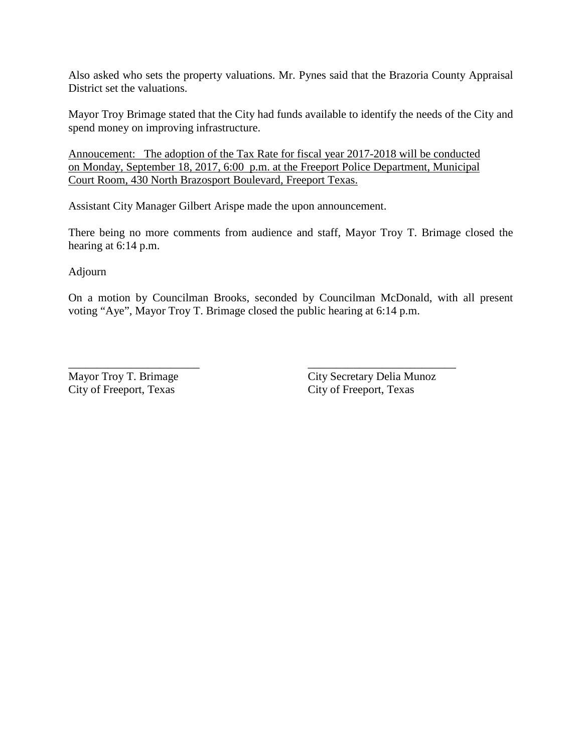Also asked who sets the property valuations. Mr. Pynes said that the Brazoria County Appraisal District set the valuations.

Mayor Troy Brimage stated that the City had funds available to identify the needs of the City and spend money on improving infrastructure.

<u>Annoucement: The adoption of the Tax Rate for fiscal year 2017-2018 will be conducted on Monday, September 18, 2017, 6:00 p.m. at the Freeport Police Department, Municipal Court Room, 430 North Brazosport Boulevard, Freeport Texas.</u>

Assistant City Manager Gilbert Arispe made the upon announcement.

There being no more comments from audience and staff, Mayor Troy T. Brimage closed the hearing at 6:14 p.m.

Adjourn

On a motion by Councilman Brooks, seconded by Councilman McDonald, with all present voting "Aye", Mayor Troy T. Brimage closed the public hearing at 6:14 p.m.

_______________________ _________________________

Mayor Troy T. Brimage
City of Freeport, Texas

City Secretary Delia Munoz
City of Freeport, Texas